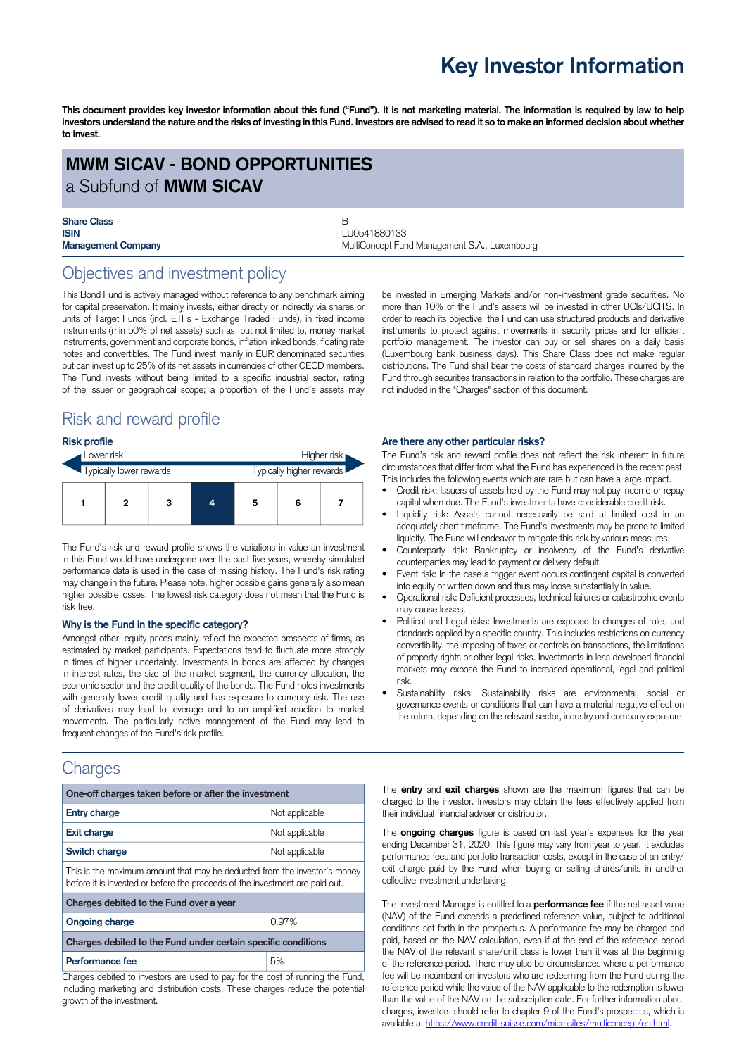// Key Investor Information

**This document provides key investor information about this fund ("Fund"). It is not marketing material. The information is required by law to help investors understand the nature and the risks of investing in this Fund. Investors are advised to read it so to make an informed decision about whether to invest.**

## MWM SICAV - BOND OPPORTUNITIES
a Subfund of **MWM SICAV**

| | |
|---|---|
| **Share Class** | B |
| **ISIN** | LU0541880133 |
| **Management Company** | MultiConcept Fund Management S.A., Luxembourg |

## Objectives and investment policy

This Bond Fund is actively managed without reference to any benchmark aiming for capital preservation. It mainly invests, either directly or indirectly via shares or units of Target Funds (incl. ETFs - Exchange Traded Funds), in fixed income instruments (min 50% of net assets) such as, but not limited to, money market instruments, government and corporate bonds, inflation linked bonds, floating rate notes and convertibles. The Fund invest mainly in EUR denominated securities but can invest up to 25% of its net assets in currencies of other OECD members. The Fund invests without being limited to a specific industrial sector, rating of the issuer or geographical scope; a proportion of the Fund's assets may be invested in Emerging Markets and/or non-investment grade securities. No more than 10% of the Fund's assets will be invested in other UCIs/UCITS. In order to reach its objective, the Fund can use structured products and derivative instruments to protect against movements in security prices and for efficient portfolio management. The investor can buy or sell shares on a daily basis (Luxembourg bank business days). This Share Class does not make regular distributions. The Fund shall bear the costs of standard charges incurred by the Fund through securities transactions in relation to the portfolio. These charges are not included in the "Charges" section of this document.

## Risk and reward profile

### Risk profile

Lower risk — Higher risk

Typically lower rewards — Typically higher rewards

| 1 | 2 | 3 | **4** | 5 | 6 | 7 |
|---|---|---|---|---|---|---|

The Fund's risk and reward profile shows the variations in value an investment in this Fund would have undergone over the past five years, whereby simulated performance data is used in the case of missing history. The Fund's risk rating may change in the future. Please note, higher possible gains generally also mean higher possible losses. The lowest risk category does not mean that the Fund is risk free.

### Why is the Fund in the specific category?

Amongst other, equity prices mainly reflect the expected prospects of firms, as estimated by market participants. Expectations tend to fluctuate more strongly in times of higher uncertainty. Investments in bonds are affected by changes in interest rates, the size of the market segment, the currency allocation, the economic sector and the credit quality of the bonds. The Fund holds investments with generally lower credit quality and has exposure to currency risk. The use of derivatives may lead to leverage and to an amplified reaction to market movements. The particularly active management of the Fund may lead to frequent changes of the Fund's risk profile.

### Are there any other particular risks?

The Fund's risk and reward profile does not reflect the risk inherent in future circumstances that differ from what the Fund has experienced in the recent past. This includes the following events which are rare but can have a large impact.

- Credit risk: Issuers of assets held by the Fund may not pay income or repay capital when due. The Fund's investments have considerable credit risk.
- Liquidity risk: Assets cannot necessarily be sold at limited cost in an adequately short timeframe. The Fund's investments may be prone to limited liquidity. The Fund will endeavor to mitigate this risk by various measures.
- Counterparty risk: Bankruptcy or insolvency of the Fund's derivative counterparties may lead to payment or delivery default.
- Event risk: In the case a trigger event occurs contingent capital is converted into equity or written down and thus may loose substantially in value.
- Operational risk: Deficient processes, technical failures or catastrophic events may cause losses.
- Political and Legal risks: Investments are exposed to changes of rules and standards applied by a specific country. This includes restrictions on currency convertibility, the imposing of taxes or controls on transactions, the limitations of property rights or other legal risks. Investments in less developed financial markets may expose the Fund to increased operational, legal and political risk.
- Sustainability risks: Sustainability risks are environmental, social or governance events or conditions that can have a material negative effect on the return, depending on the relevant sector, industry and company exposure.

## Charges

| One-off charges taken before or after the investment | |
|---|---|
| **Entry charge** | Not applicable |
| **Exit charge** | Not applicable |
| **Switch charge** | Not applicable |
| This is the maximum amount that may be deducted from the investor's money before it is invested or before the proceeds of the investment are paid out. | |
| **Charges debited to the Fund over a year** | |
| **Ongoing charge** | 0.97% |
| **Charges debited to the Fund under certain specific conditions** | |
| **Performance fee** | 5% |

Charges debited to investors are used to pay for the cost of running the Fund, including marketing and distribution costs. These charges reduce the potential growth of the investment.

The **entry** and **exit charges** shown are the maximum figures that can be charged to the investor. Investors may obtain the fees effectively applied from their individual financial adviser or distributor.

The **ongoing charges** figure is based on last year's expenses for the year ending December 31, 2020. This figure may vary from year to year. It excludes performance fees and portfolio transaction costs, except in the case of an entry/exit charge paid by the Fund when buying or selling shares/units in another collective investment undertaking.

The Investment Manager is entitled to a **performance fee** if the net asset value (NAV) of the Fund exceeds a predefined reference value, subject to additional conditions set forth in the prospectus. A performance fee may be charged and paid, based on the NAV calculation, even if at the end of the reference period the NAV of the relevant share/unit class is lower than it was at the beginning of the reference period. There may also be circumstances where a performance fee will be incumbent on investors who are redeeming from the Fund during the reference period while the value of the NAV applicable to the redemption is lower than the value of the NAV on the subscription date. For further information about charges, investors should refer to chapter 9 of the Fund's prospectus, which is available at https://www.credit-suisse.com/microsites/multiconcept/en.html.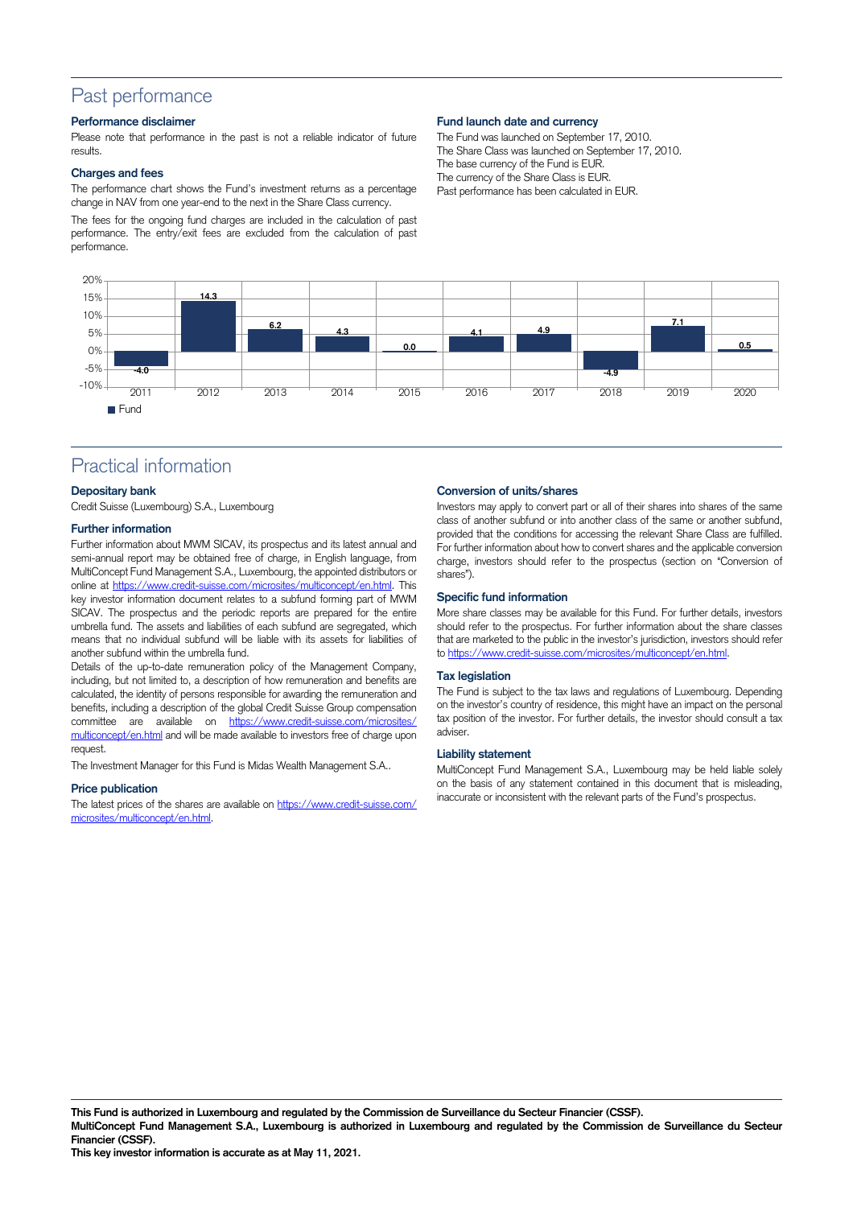## Past performance

### Performance disclaimer

Please note that performance in the past is not a reliable indicator of future results.

### Charges and fees

The performance chart shows the Fund's investment returns as a percentage change in NAV from one year-end to the next in the Share Class currency.

The fees for the ongoing fund charges are included in the calculation of past performance. The entry/exit fees are excluded from the calculation of past performance.

### Fund launch date and currency

The Fund was launched on September 17, 2010.
The Share Class was launched on September 17, 2010.
The base currency of the Fund is EUR.
The currency of the Share Class is EUR.
Past performance has been calculated in EUR.

20%
15%
10%
5%
0%
-5%
-10%

-4.0
14.3
6.2
4.3
0.0
4.1
4.9
-4.9
7.1
0.5

2011 2012 2013 2014 2015 2016 2017 2018 2019 2020

Fund

## Practical information

### Depositary bank

Credit Suisse (Luxembourg) S.A., Luxembourg

### Further information

Further information about MWM SICAV, its prospectus and its latest annual and semi-annual report may be obtained free of charge, in English language, from MultiConcept Fund Management S.A., Luxembourg, the appointed distributors or online at https://www.credit-suisse.com/microsites/multiconcept/en.html. This key investor information document relates to a subfund forming part of MWM SICAV. The prospectus and the periodic reports are prepared for the entire umbrella fund. The assets and liabilities of each subfund are segregated, which means that no individual subfund will be liable with its assets for liabilities of another subfund within the umbrella fund.

Details of the up-to-date remuneration policy of the Management Company, including, but not limited to, a description of how remuneration and benefits are calculated, the identity of persons responsible for awarding the remuneration and benefits, including a description of the global Credit Suisse Group compensation committee are available on https://www.credit-suisse.com/microsites/multiconcept/en.html and will be made available to investors free of charge upon request.

The Investment Manager for this Fund is Midas Wealth Management S.A..

### Price publication

The latest prices of the shares are available on https://www.credit-suisse.com/microsites/multiconcept/en.html.

### Conversion of units/shares

Investors may apply to convert part or all of their shares into shares of the same class of another subfund or into another class of the same or another subfund, provided that the conditions for accessing the relevant Share Class are fulfilled. For further information about how to convert shares and the applicable conversion charge, investors should refer to the prospectus (section on "Conversion of shares").

### Specific fund information

More share classes may be available for this Fund. For further details, investors should refer to the prospectus. For further information about the share classes that are marketed to the public in the investor's jurisdiction, investors should refer to https://www.credit-suisse.com/microsites/multiconcept/en.html.

### Tax legislation

The Fund is subject to the tax laws and regulations of Luxembourg. Depending on the investor's country of residence, this might have an impact on the personal tax position of the investor. For further details, the investor should consult a tax adviser.

### Liability statement

MultiConcept Fund Management S.A., Luxembourg may be held liable solely on the basis of any statement contained in this document that is misleading, inaccurate or inconsistent with the relevant parts of the Fund's prospectus.

**This Fund is authorized in Luxembourg and regulated by the Commission de Surveillance du Secteur Financier (CSSF).**
**MultiConcept Fund Management S.A., Luxembourg is authorized in Luxembourg and regulated by the Commission de Surveillance du Secteur Financier (CSSF).**
**This key investor information is accurate as at May 11, 2021.**